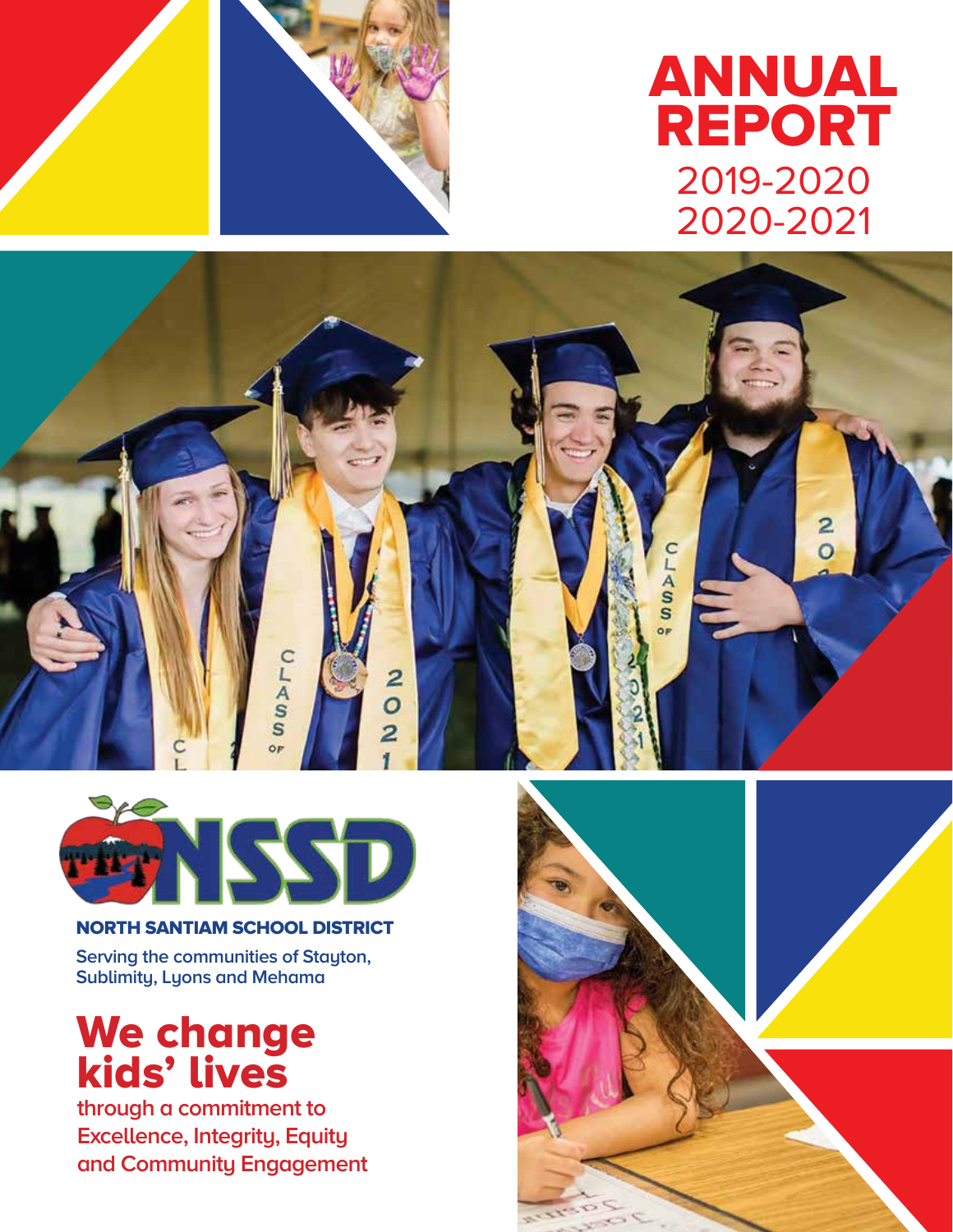# ANNUAL REPORT

2019-2020
2020-2021

NSSD

**NORTH SANTIAM SCHOOL DISTRICT**

Serving the communities of Stayton, Sublimity, Lyons and Mehama

## We change kids' lives

through a commitment to Excellence, Integrity, Equity and Community Engagement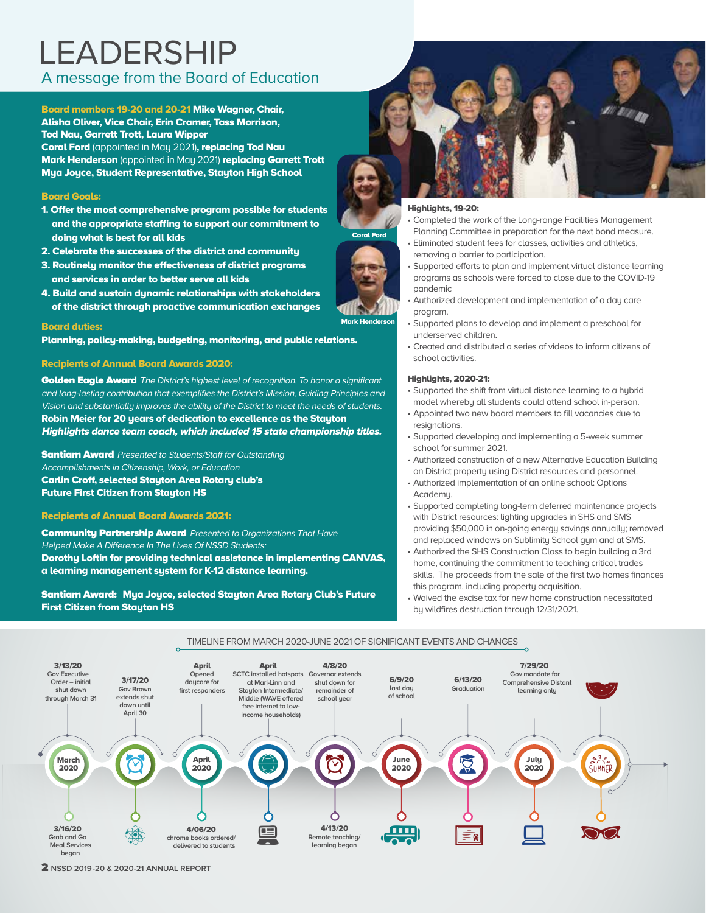# LEADERSHIP

## A message from the Board of Education

**Board members 19-20 and 20-21 Mike Wagner, Chair, Alisha Oliver, Vice Chair, Erin Cramer, Tass Morrison, Tod Nau, Garrett Trott, Laura Wipper**
**Coral Ford** (appointed in May 2021), **replacing Tod Nau**
**Mark Henderson** (appointed in May 2021) **replacing Garrett Trott**
**Mya Joyce, Student Representative, Stayton High School**

**Board Goals:**

1. **Offer the most comprehensive program possible for students and the appropriate staffing to support our commitment to doing what is best for all kids**
2. **Celebrate the successes of the district and community**
3. **Routinely monitor the effectiveness of district programs and services in order to better serve all kids**
4. **Build and sustain dynamic relationships with stakeholders of the district through proactive communication exchanges**

**Board duties:**

**Planning, policy-making, budgeting, monitoring, and public relations.**

**Recipients of Annual Board Awards 2020:**

**Golden Eagle Award** *The District's highest level of recognition. To honor a significant and long-lasting contribution that exemplifies the District's Mission, Guiding Principles and Vision and substantially improves the ability of the District to meet the needs of students.*
**Robin Meier for 20 years of dedication to excellence as the Stayton *Highlights dance team coach, which included 15 state championship titles.***

**Santiam Award** *Presented to Students/Staff for Outstanding Accomplishments in Citizenship, Work, or Education*
**Carlin Croff, selected Stayton Area Rotary club's Future First Citizen from Stayton HS**

**Recipients of Annual Board Awards 2021:**

**Community Partnership Award** *Presented to Organizations That Have Helped Make A Difference In The Lives Of NSSD Students:*
**Dorothy Loftin for providing technical assistance in implementing CANVAS, a learning management system for K-12 distance learning.**

**Santiam Award: Mya Joyce, selected Stayton Area Rotary Club's Future First Citizen from Stayton HS**

Coral Ford

Mark Henderson

**Highlights, 19-20:**

- Completed the work of the Long-range Facilities Management Planning Committee in preparation for the next bond measure.
- Eliminated student fees for classes, activities and athletics, removing a barrier to participation.
- Supported efforts to plan and implement virtual distance learning programs as schools were forced to close due to the COVID-19 pandemic
- Authorized development and implementation of a day care program.
- Supported plans to develop and implement a preschool for underserved children.
- Created and distributed a series of videos to inform citizens of school activities.

**Highlights, 2020-21:**

- Supported the shift from virtual distance learning to a hybrid model whereby all students could attend school in-person.
- Appointed two new board members to fill vacancies due to resignations.
- Supported developing and implementing a 5-week summer school for summer 2021.
- Authorized construction of a new Alternative Education Building on District property using District resources and personnel.
- Authorized implementation of an online school: Options Academy.
- Supported completing long-term deferred maintenance projects with District resources: lighting upgrades in SHS and SMS providing $50,000 in on-going energy savings annually; removed and replaced windows on Sublimity School gym and at SMS.
- Authorized the SHS Construction Class to begin building a 3rd home, continuing the commitment to teaching critical trades skills. The proceeds from the sale of the first two homes finances this program, including property acquisition.
- Waived the excise tax for new home construction necessitated by wildfires destruction through 12/31/2021.

TIMELINE FROM MARCH 2020-JUNE 2021 OF SIGNIFICANT EVENTS AND CHANGES

March 2020
April 2020
June 2020
July 2020
SUMMER

3/13/20 Gov Executive Order – initial shut down through March 31
3/16/20 Grab and Go Meal Services began
3/17/20 Gov Brown extends shut down until April 30
April Opened daycare for first responders
4/06/20 chrome books ordered/ delivered to students
April SCTC installed hotspots at Mari-Linn and Stayton Intermediate/ Middle (WAVE offered free internet to low-income households)
4/8/20 Governor extends shut down for remainder of school year
4/13/20 Remote teaching/ learning began
6/9/20 last day of school
6/13/20 Graduation
7/29/20 Gov mandate for Comprehensive Distant learning only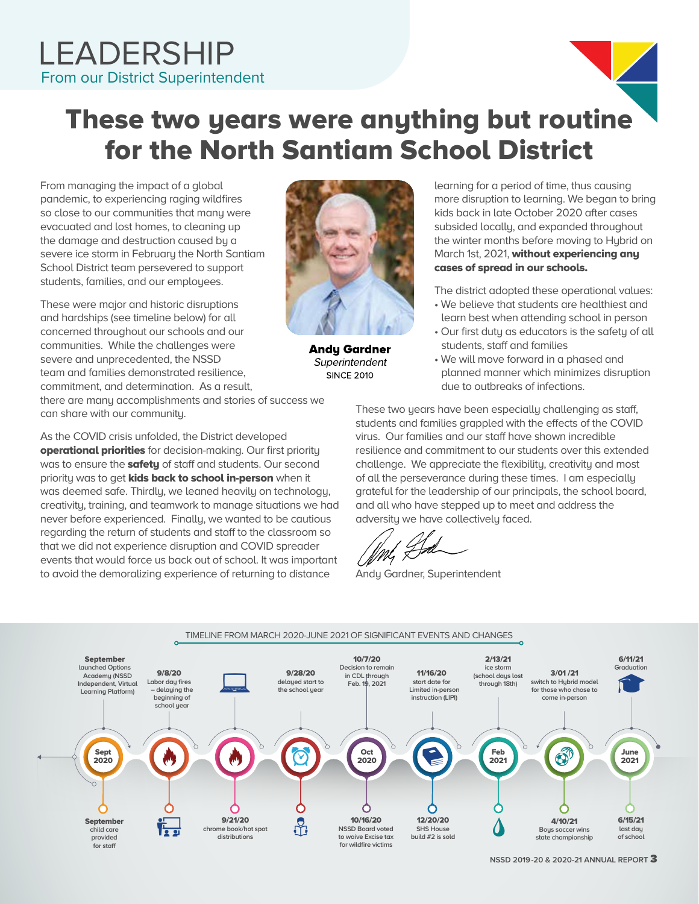# LEADERSHIP

From our District Superintendent

## These two years were anything but routine for the North Santiam School District

From managing the impact of a global pandemic, to experiencing raging wildfires so close to our communities that many were evacuated and lost homes, to cleaning up the damage and destruction caused by a severe ice storm in February the North Santiam School District team persevered to support students, families, and our employees.

These were major and historic disruptions and hardships (see timeline below) for all concerned throughout our schools and our communities. While the challenges were severe and unprecedented, the NSSD team and families demonstrated resilience, commitment, and determination. As a result, there are many accomplishments and stories of success we can share with our community.

As the COVID crisis unfolded, the District developed **operational priorities** for decision-making. Our first priority was to ensure the **safety** of staff and students. Our second priority was to get **kids back to school in-person** when it was deemed safe. Thirdly, we leaned heavily on technology, creativity, training, and teamwork to manage situations we had never before experienced. Finally, we wanted to be cautious regarding the return of students and staff to the classroom so that we did not experience disruption and COVID spreader events that would force us back out of school. It was important to avoid the demoralizing experience of returning to distance learning for a period of time, thus causing more disruption to learning. We began to bring kids back in late October 2020 after cases subsided locally, and expanded throughout the winter months before moving to Hybrid on March 1st, 2021, **without experiencing any cases of spread in our schools.**

**Andy Gardner**
*Superintendent*
SINCE 2010

The district adopted these operational values:

- We believe that students are healthiest and learn best when attending school in person
- Our first duty as educators is the safety of all students, staff and families
- We will move forward in a phased and planned manner which minimizes disruption due to outbreaks of infections.

These two years have been especially challenging as staff, students and families grappled with the effects of the COVID virus. Our families and our staff have shown incredible resilience and commitment to our students over this extended challenge. We appreciate the flexibility, creativity and most of all the perseverance during these times. I am especially grateful for the leadership of our principals, the school board, and all who have stepped up to meet and address the adversity we have collectively faced.

Andy Gardner, Superintendent

### TIMELINE FROM MARCH 2020-JUNE 2021 OF SIGNIFICANT EVENTS AND CHANGES

Sept 2020

**September** launched Options Academy (NSSD Independent, Virtual Learning Platform)

**September** child care provided for staff

**9/8/20** Labor day fires – delaying the beginning of school year

**9/21/20** chrome book/hot spot distributions

**9/28/20** delayed start to the school year

Oct 2020

**10/7/20** Decision to remain in CDL through Feb. 19, 2021

**10/16/20** NSSD Board voted to waive Excise tax for wildfire victims

**11/16/20** start date for Limited in-person instruction (LIPI)

**12/20/20** SHS House build #2 is sold

Feb 2021

**2/13/21** ice storm (school days lost through 18th)

**3/01/21** switch to Hybrid model for those who chose to come in-person

**4/10/21** Boys soccer wins state championship

June 2021

**6/11/21** Graduation

**6/15/21** last day of school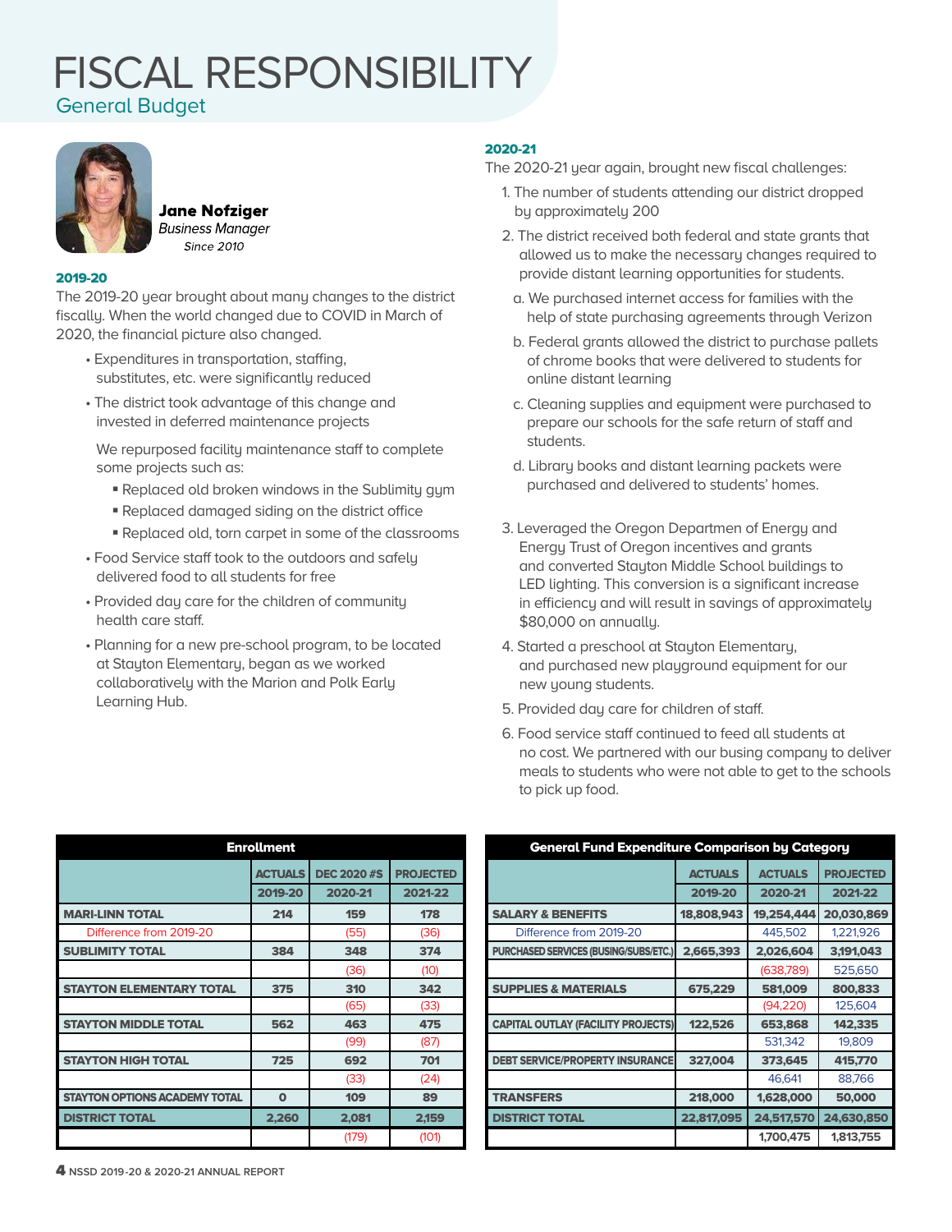# FISCAL RESPONSIBILITY

## General Budget

**Jane Nofziger**
*Business Manager*
*Since 2010*

### 2019-20

The 2019-20 year brought about many changes to the district fiscally. When the world changed due to COVID in March of 2020, the financial picture also changed.

- Expenditures in transportation, staffing, substitutes, etc. were significantly reduced
- The district took advantage of this change and invested in deferred maintenance projects

  We repurposed facility maintenance staff to complete some projects such as:
  - Replaced old broken windows in the Sublimity gym
  - Replaced damaged siding on the district office
  - Replaced old, torn carpet in some of the classrooms
- Food Service staff took to the outdoors and safely delivered food to all students for free
- Provided day care for the children of community health care staff.
- Planning for a new pre-school program, to be located at Stayton Elementary, began as we worked collaboratively with the Marion and Polk Early Learning Hub.

### 2020-21

The 2020-21 year again, brought new fiscal challenges:

1. The number of students attending our district dropped by approximately 200
2. The district received both federal and state grants that allowed us to make the necessary changes required to provide distant learning opportunities for students.
   a. We purchased internet access for families with the help of state purchasing agreements through Verizon
   b. Federal grants allowed the district to purchase pallets of chrome books that were delivered to students for online distant learning
   c. Cleaning supplies and equipment were purchased to prepare our schools for the safe return of staff and students.
   d. Library books and distant learning packets were purchased and delivered to students' homes.
3. Leveraged the Oregon Departmen of Energy and Energy Trust of Oregon incentives and grants and converted Stayton Middle School buildings to LED lighting. This conversion is a significant increase in efficiency and will result in savings of approximately $80,000 on annually.
4. Started a preschool at Stayton Elementary, and purchased new playground equipment for our new young students.
5. Provided day care for children of staff.
6. Food service staff continued to feed all students at no cost. We partnered with our busing company to deliver meals to students who were not able to get to the schools to pick up food.

| Enrollment | ACTUALS 2019-20 | DEC 2020 #S 2020-21 | PROJECTED 2021-22 |
|---|---|---|---|
| **MARI-LINN TOTAL** | 214 | 159 | 178 |
| Difference from 2019-20 | | (55) | (36) |
| **SUBLIMITY TOTAL** | 384 | 348 | 374 |
| | | (36) | (10) |
| **STAYTON ELEMENTARY TOTAL** | 375 | 310 | 342 |
| | | (65) | (33) |
| **STAYTON MIDDLE TOTAL** | 562 | 463 | 475 |
| | | (99) | (87) |
| **STAYTON HIGH TOTAL** | 725 | 692 | 701 |
| | | (33) | (24) |
| **STAYTON OPTIONS ACADEMY TOTAL** | 0 | 109 | 89 |
| **DISTRICT TOTAL** | 2,260 | 2,081 | 2,159 |
| | | (179) | (101) |

| General Fund Expenditure Comparison by Category | ACTUALS 2019-20 | ACTUALS 2020-21 | PROJECTED 2021-22 |
|---|---|---|---|
| **SALARY & BENEFITS** | 18,808,943 | 19,254,444 | 20,030,869 |
| Difference from 2019-20 | | 445,502 | 1,221,926 |
| **PURCHASED SERVICES (BUSING/SUBS/ETC.)** | 2,665,393 | 2,026,604 | 3,191,043 |
| | | (638,789) | 525,650 |
| **SUPPLIES & MATERIALS** | 675,229 | 581,009 | 800,833 |
| | | (94,220) | 125,604 |
| **CAPITAL OUTLAY (FACILITY PROJECTS)** | 122,526 | 653,868 | 142,335 |
| | | 531,342 | 19,809 |
| **DEBT SERVICE/PROPERTY INSURANCE** | 327,004 | 373,645 | 415,770 |
| | | 46,641 | 88,766 |
| **TRANSFERS** | 218,000 | 1,628,000 | 50,000 |
| **DISTRICT TOTAL** | 22,817,095 | 24,517,570 | 24,630,850 |
| | | 1,700,475 | 1,813,755 |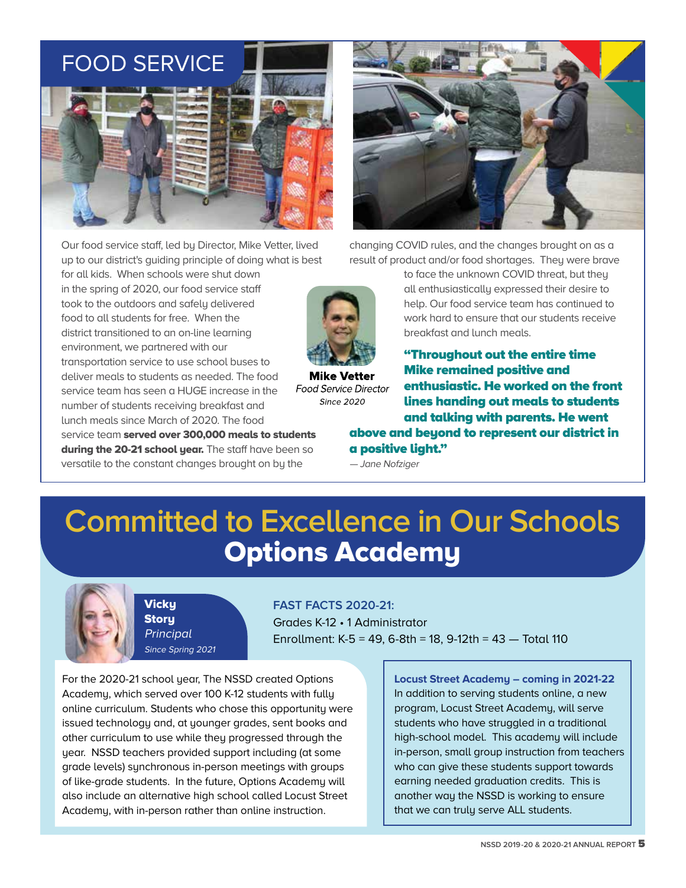# FOOD SERVICE

Our food service staff, led by Director, Mike Vetter, lived up to our district's guiding principle of doing what is best for all kids. When schools were shut down in the spring of 2020, our food service staff took to the outdoors and safely delivered food to all students for free. When the district transitioned to an on-line learning environment, we partnered with our transportation service to use school buses to deliver meals to students as needed. The food service team has seen a HUGE increase in the number of students receiving breakfast and lunch meals since March of 2020. The food service team **served over 300,000 meals to students during the 20-21 school year.** The staff have been so versatile to the constant changes brought on by the changing COVID rules, and the changes brought on as a result of product and/or food shortages. They were brave to face the unknown COVID threat, but they all enthusiastically expressed their desire to help. Our food service team has continued to work hard to ensure that our students receive breakfast and lunch meals.

**Mike Vetter**
*Food Service Director*
*Since 2020*

**"Throughout out the entire time Mike remained positive and enthusiastic. He worked on the front lines handing out meals to students and talking with parents. He went above and beyond to represent our district in a positive light."**

*— Jane Nofziger*

# Committed to Excellence in Our Schools
## Options Academy

**Vicky Story**
*Principal*
*Since Spring 2021*

**FAST FACTS 2020-21:**
Grades K-12 • 1 Administrator
Enrollment: K-5 = 49, 6-8th = 18, 9-12th = 43 — Total 110

For the 2020-21 school year, The NSSD created Options Academy, which served over 100 K-12 students with fully online curriculum. Students who chose this opportunity were issued technology and, at younger grades, sent books and other curriculum to use while they progressed through the year. NSSD teachers provided support including (at some grade levels) synchronous in-person meetings with groups of like-grade students. In the future, Options Academy will also include an alternative high school called Locust Street Academy, with in-person rather than online instruction.

**Locust Street Academy – coming in 2021-22**
In addition to serving students online, a new program, Locust Street Academy, will serve students who have struggled in a traditional high-school model. This academy will include in-person, small group instruction from teachers who can give these students support towards earning needed graduation credits. This is another way the NSSD is working to ensure that we can truly serve ALL students.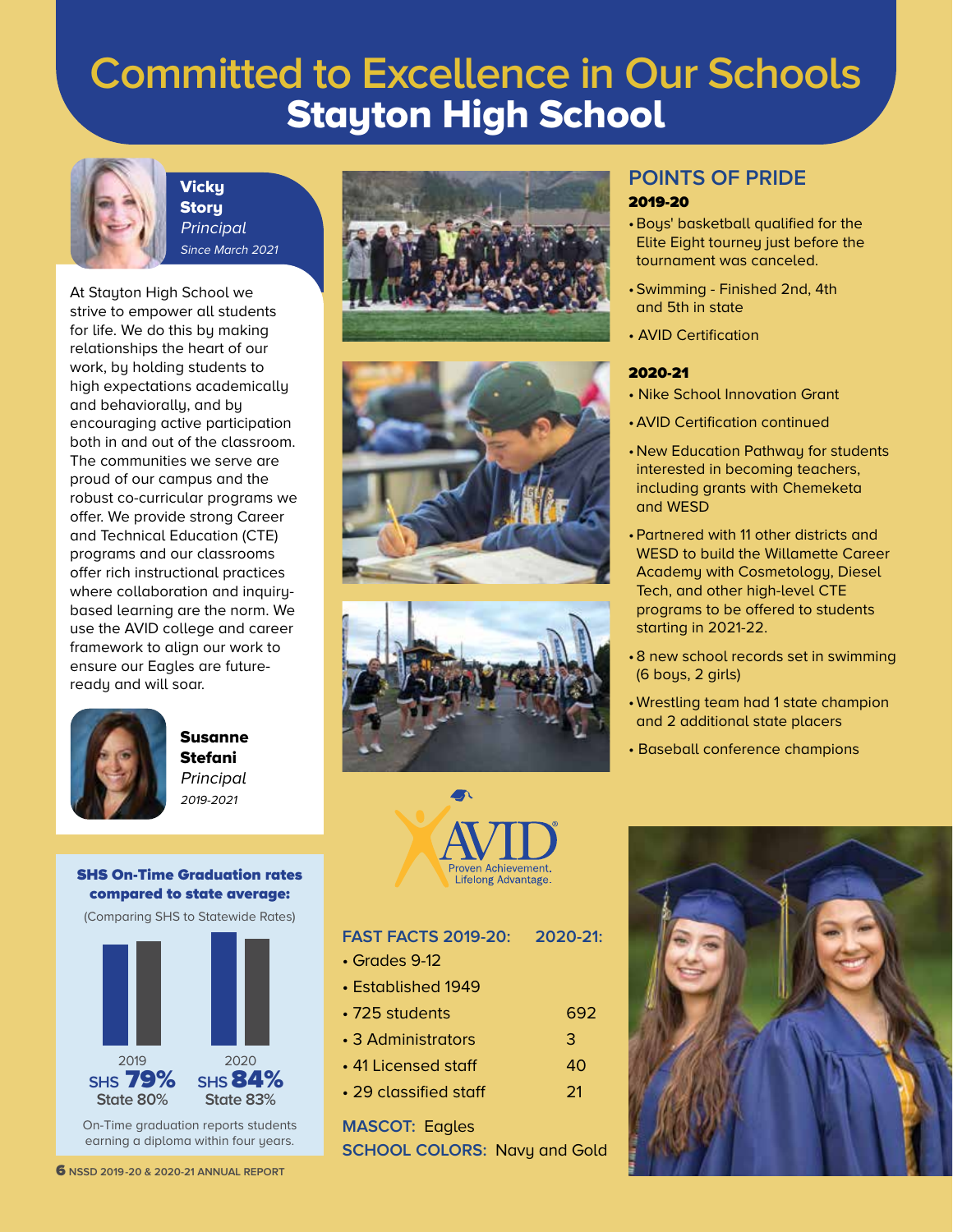# Committed to Excellence in Our Schools

# Stayton High School

**Vicky Story**
*Principal*
*Since March 2021*

At Stayton High School we strive to empower all students for life. We do this by making relationships the heart of our work, by holding students to high expectations academically and behaviorally, and by encouraging active participation both in and out of the classroom. The communities we serve are proud of our campus and the robust co-curricular programs we offer. We provide strong Career and Technical Education (CTE) programs and our classrooms offer rich instructional practices where collaboration and inquiry-based learning are the norm. We use the AVID college and career framework to align our work to ensure our Eagles are future-ready and will soar.

**Susanne Stefani**
*Principal*
*2019-2021*

**SHS On-Time Graduation rates compared to state average:**

(Comparing SHS to Statewide Rates)

2019
SHS **79%**
State 80%

2020
SHS **84%**
State 83%

On-Time graduation reports students earning a diploma within four years.

AVID
Proven Achievement. Lifelong Advantage.

| FAST FACTS 2019-20: | 2020-21: |
|---|---|
| • Grades 9-12 | |
| • Established 1949 | |
| • 725 students | 692 |
| • 3 Administrators | 3 |
| • 41 Licensed staff | 40 |
| • 29 classified staff | 21 |

**MASCOT:** Eagles
**SCHOOL COLORS:** Navy and Gold

## POINTS OF PRIDE

### 2019-20

- Boys' basketball qualified for the Elite Eight tourney just before the tournament was canceled.
- Swimming - Finished 2nd, 4th and 5th in state
- AVID Certification

### 2020-21

- Nike School Innovation Grant
- AVID Certification continued
- New Education Pathway for students interested in becoming teachers, including grants with Chemeketa and WESD
- Partnered with 11 other districts and WESD to build the Willamette Career Academy with Cosmetology, Diesel Tech, and other high-level CTE programs to be offered to students starting in 2021-22.
- 8 new school records set in swimming (6 boys, 2 girls)
- Wrestling team had 1 state champion and 2 additional state placers
- Baseball conference champions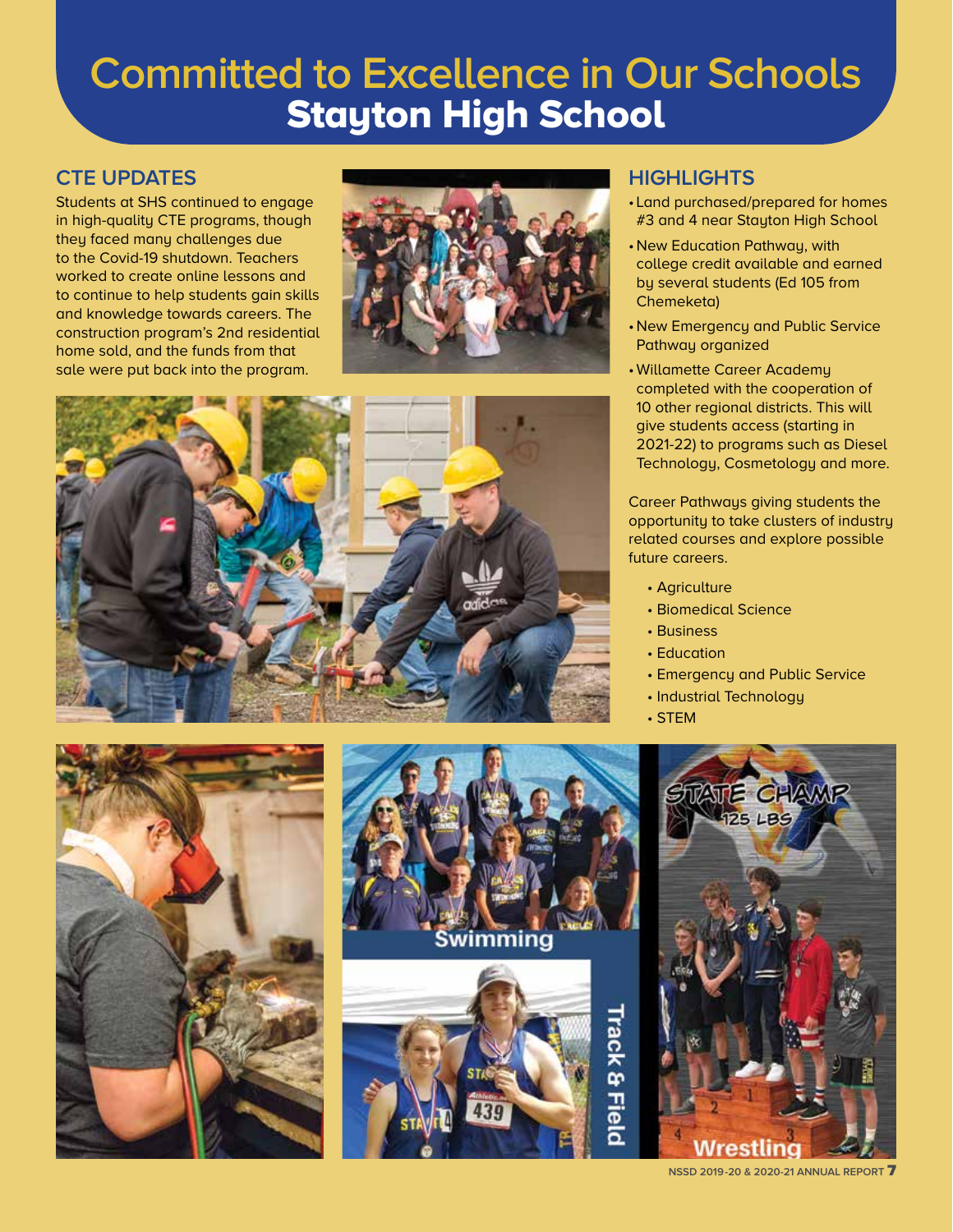# Committed to Excellence in Our Schools
## Stayton High School

### CTE UPDATES

Students at SHS continued to engage in high-quality CTE programs, though they faced many challenges due to the Covid-19 shutdown. Teachers worked to create online lessons and to continue to help students gain skills and knowledge towards careers. The construction program's 2nd residential home sold, and the funds from that sale were put back into the program.

### HIGHLIGHTS

- Land purchased/prepared for homes #3 and 4 near Stayton High School
- New Education Pathway, with college credit available and earned by several students (Ed 105 from Chemeketa)
- New Emergency and Public Service Pathway organized
- Willamette Career Academy completed with the cooperation of 10 other regional districts. This will give students access (starting in 2021-22) to programs such as Diesel Technology, Cosmetology and more.

Career Pathways giving students the opportunity to take clusters of industry related courses and explore possible future careers.

- Agriculture
- Biomedical Science
- Business
- Education
- Emergency and Public Service
- Industrial Technology
- STEM

Swimming

Track & Field

STATE CHAMP 125 LBS

Wrestling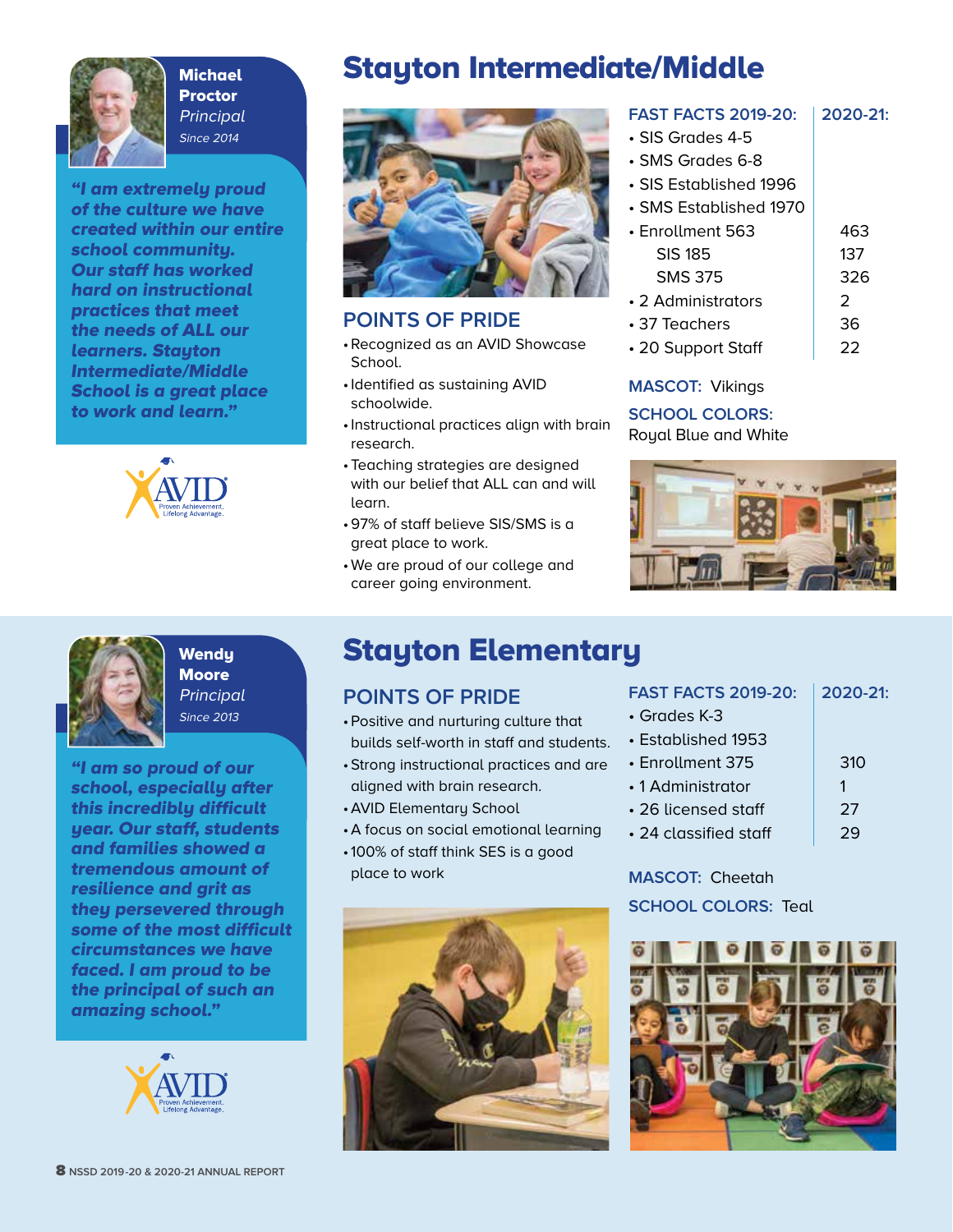# Stayton Intermediate/Middle

**Michael Proctor**
*Principal*
*Since 2014*

***"I am extremely proud of the culture we have created within our entire school community. Our staff has worked hard on instructional practices that meet the needs of ALL our learners. Stayton Intermediate/Middle School is a great place to work and learn."***

AVID Proven Achievement. Lifelong Advantage.

## POINTS OF PRIDE

- Recognized as an AVID Showcase School.
- Identified as sustaining AVID schoolwide.
- Instructional practices align with brain research.
- Teaching strategies are designed with our belief that ALL can and will learn.
- 97% of staff believe SIS/SMS is a great place to work.
- We are proud of our college and career going environment.

| FAST FACTS 2019-20: | 2020-21: |
|---|---|
| • SIS Grades 4-5 | |
| • SMS Grades 6-8 | |
| • SIS Established 1996 | |
| • SMS Established 1970 | |
| • Enrollment 563 | 463 |
| SIS 185 | 137 |
| SMS 375 | 326 |
| • 2 Administrators | 2 |
| • 37 Teachers | 36 |
| • 20 Support Staff | 22 |

**MASCOT:** Vikings

**SCHOOL COLORS:** Royal Blue and White

# Stayton Elementary

**Wendy Moore**
*Principal*
*Since 2013*

***"I am so proud of our school, especially after this incredibly difficult year. Our staff, students and families showed a tremendous amount of resilience and grit as they persevered through some of the most difficult circumstances we have faced. I am proud to be the principal of such an amazing school."***

AVID Proven Achievement. Lifelong Advantage.

## POINTS OF PRIDE

- Positive and nurturing culture that builds self-worth in staff and students.
- Strong instructional practices and are aligned with brain research.
- AVID Elementary School
- A focus on social emotional learning
- 100% of staff think SES is a good place to work

| FAST FACTS 2019-20: | 2020-21: |
|---|---|
| • Grades K-3 | |
| • Established 1953 | |
| • Enrollment 375 | 310 |
| • 1 Administrator | 1 |
| • 26 licensed staff | 27 |
| • 24 classified staff | 29 |

**MASCOT:** Cheetah

**SCHOOL COLORS:** Teal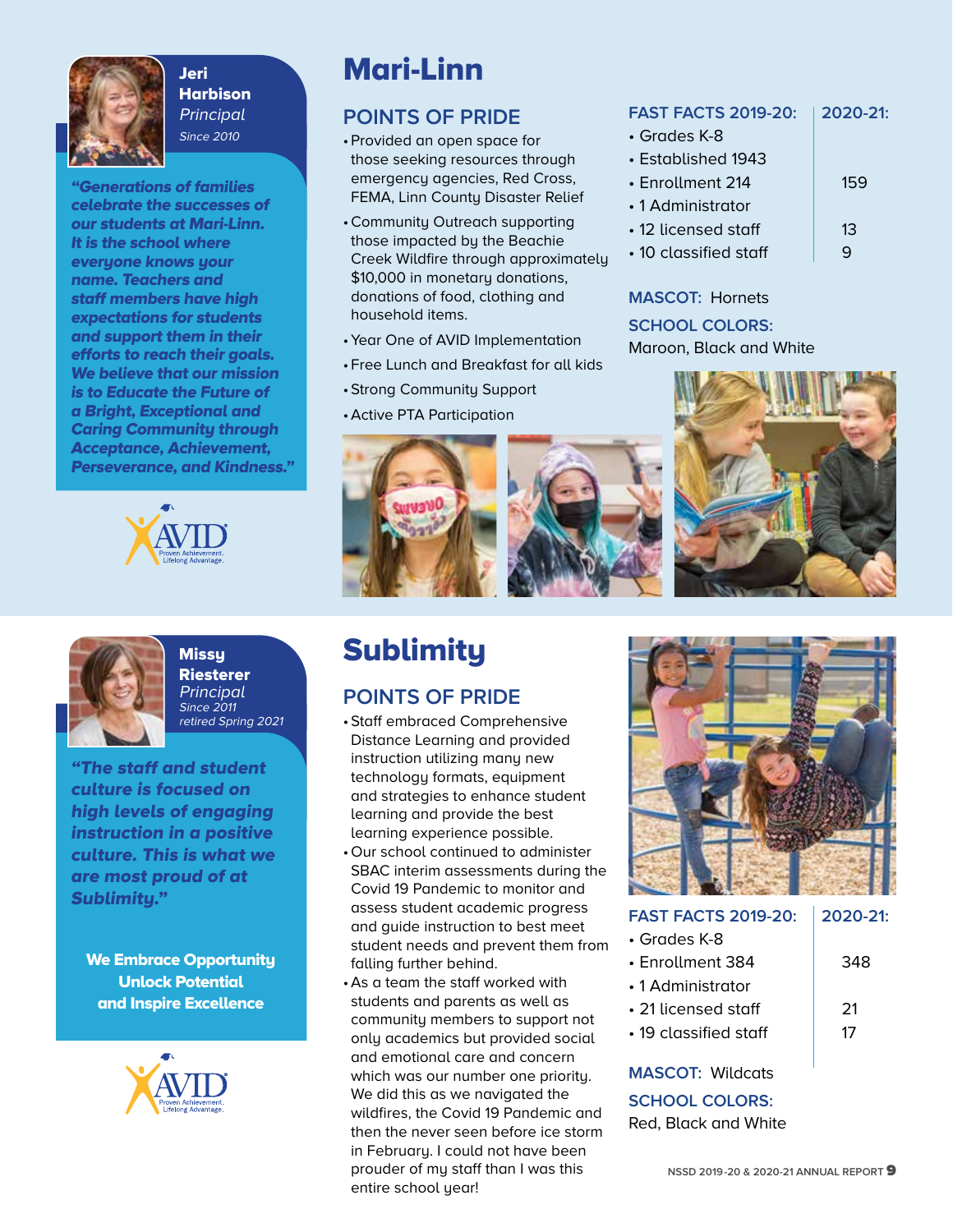# Mari-Linn

**Jeri Harbison**
*Principal*
*Since 2010*

***"Generations of families celebrate the successes of our students at Mari-Linn. It is the school where everyone knows your name. Teachers and staff members have high expectations for students and support them in their efforts to reach their goals. We believe that our mission is to Educate the Future of a Bright, Exceptional and Caring Community through Acceptance, Achievement, Perseverance, and Kindness."***

AVID Proven Achievement. Lifelong Advantage.

## POINTS OF PRIDE

- Provided an open space for those seeking resources through emergency agencies, Red Cross, FEMA, Linn County Disaster Relief
- Community Outreach supporting those impacted by the Beachie Creek Wildfire through approximately $10,000 in monetary donations, donations of food, clothing and household items.
- Year One of AVID Implementation
- Free Lunch and Breakfast for all kids
- Strong Community Support
- Active PTA Participation

| FAST FACTS 2019-20: | 2020-21: |
|---|---|
| • Grades K-8 | |
| • Established 1943 | |
| • Enrollment 214 | 159 |
| • 1 Administrator | |
| • 12 licensed staff | 13 |
| • 10 classified staff | 9 |

**MASCOT:** Hornets

**SCHOOL COLORS:** Maroon, Black and White

# Sublimity

**Missy Riesterer**
*Principal*
*Since 2011*
*retired Spring 2021*

***"The staff and student culture is focused on high levels of engaging instruction in a positive culture. This is what we are most proud of at Sublimity."***

**We Embrace Opportunity Unlock Potential and Inspire Excellence**

AVID Proven Achievement. Lifelong Advantage.

## POINTS OF PRIDE

- Staff embraced Comprehensive Distance Learning and provided instruction utilizing many new technology formats, equipment and strategies to enhance student learning and provide the best learning experience possible.
- Our school continued to administer SBAC interim assessments during the Covid 19 Pandemic to monitor and assess student academic progress and guide instruction to best meet student needs and prevent them from falling further behind.
- As a team the staff worked with students and parents as well as community members to support not only academics but provided social and emotional care and concern which was our number one priority. We did this as we navigated the wildfires, the Covid 19 Pandemic and then the never seen before ice storm in February. I could not have been prouder of my staff than I was this entire school year!

| FAST FACTS 2019-20: | 2020-21: |
|---|---|
| • Grades K-8 | |
| • Enrollment 384 | 348 |
| • 1 Administrator | |
| • 21 licensed staff | 21 |
| • 19 classified staff | 17 |

**MASCOT:** Wildcats

**SCHOOL COLORS:** Red, Black and White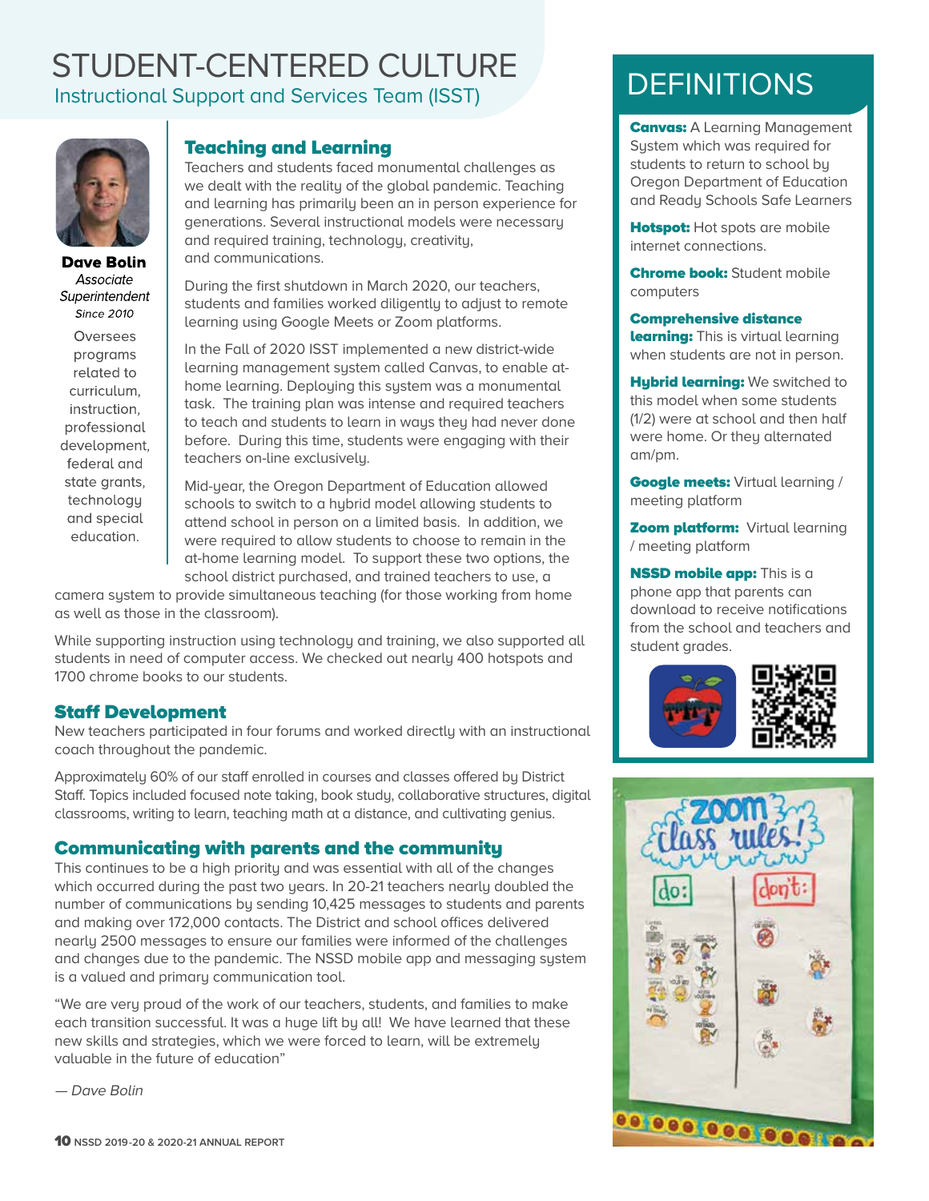# STUDENT-CENTERED CULTURE

## Instructional Support and Services Team (ISST)

**Dave Bolin**
*Associate Superintendent*
*Since 2010*

Oversees programs related to curriculum, instruction, professional development, federal and state grants, technology and special education.

### Teaching and Learning

Teachers and students faced monumental challenges as we dealt with the reality of the global pandemic. Teaching and learning has primarily been an in person experience for generations. Several instructional models were necessary and required training, technology, creativity, and communications.

During the first shutdown in March 2020, our teachers, students and families worked diligently to adjust to remote learning using Google Meets or Zoom platforms.

In the Fall of 2020 ISST implemented a new district-wide learning management system called Canvas, to enable at-home learning. Deploying this system was a monumental task. The training plan was intense and required teachers to teach and students to learn in ways they had never done before. During this time, students were engaging with their teachers on-line exclusively.

Mid-year, the Oregon Department of Education allowed schools to switch to a hybrid model allowing students to attend school in person on a limited basis. In addition, we were required to allow students to choose to remain in the at-home learning model. To support these two options, the school district purchased, and trained teachers to use, a camera system to provide simultaneous teaching (for those working from home as well as those in the classroom).

While supporting instruction using technology and training, we also supported all students in need of computer access. We checked out nearly 400 hotspots and 1700 chrome books to our students.

### Staff Development

New teachers participated in four forums and worked directly with an instructional coach throughout the pandemic.

Approximately 60% of our staff enrolled in courses and classes offered by District Staff. Topics included focused note taking, book study, collaborative structures, digital classrooms, writing to learn, teaching math at a distance, and cultivating genius.

### Communicating with parents and the community

This continues to be a high priority and was essential with all of the changes which occurred during the past two years. In 20-21 teachers nearly doubled the number of communications by sending 10,425 messages to students and parents and making over 172,000 contacts. The District and school offices delivered nearly 2500 messages to ensure our families were informed of the challenges and changes due to the pandemic. The NSSD mobile app and messaging system is a valued and primary communication tool.

"We are very proud of the work of our teachers, students, and families to make each transition successful. It was a huge lift by all! We have learned that these new skills and strategies, which we were forced to learn, will be extremely valuable in the future of education"

*— Dave Bolin*

## DEFINITIONS

**Canvas:** A Learning Management System which was required for students to return to school by Oregon Department of Education and Ready Schools Safe Learners

**Hotspot:** Hot spots are mobile internet connections.

**Chrome book:** Student mobile computers

**Comprehensive distance learning:** This is virtual learning when students are not in person.

**Hybrid learning:** We switched to this model when some students (1/2) were at school and then half were home. Or they alternated am/pm.

**Google meets:** Virtual learning / meeting platform

**Zoom platform:** Virtual learning / meeting platform

**NSSD mobile app:** This is a phone app that parents can download to receive notifications from the school and teachers and student grades.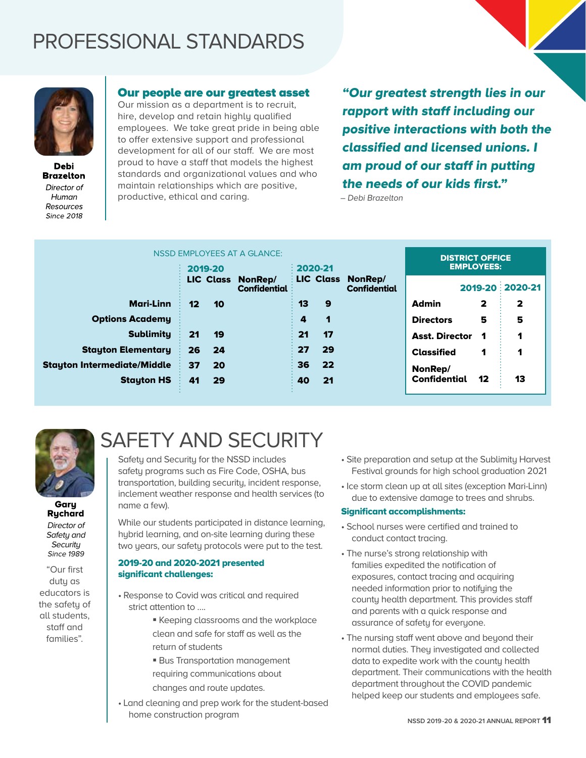# PROFESSIONAL STANDARDS

**Debi Brazelton**
*Director of Human Resources*
*Since 2018*

## Our people are our greatest asset

Our mission as a department is to recruit, hire, develop and retain highly qualified employees. We take great pride in being able to offer extensive support and professional development for all of our staff. We are most proud to have a staff that models the highest standards and organizational values and who maintain relationships which are positive, productive, ethical and caring.

***"Our greatest strength lies in our rapport with staff including our positive interactions with both the classified and licensed unions. I am proud of our staff in putting the needs of our kids first."***

*– Debi Brazelton*

NSSD EMPLOYEES AT A GLANCE:

| | 2019-20 | | | 2020-21 | | |
|---|---|---|---|---|---|---|
| | LIC | Class | NonRep/ Confidential | LIC | Class | NonRep/ Confidential |
| **Mari-Linn** | 12 | 10 | | 13 | 9 | |
| **Options Academy** | | | | 4 | 1 | |
| **Sublimity** | 21 | 19 | | 21 | 17 | |
| **Stayton Elementary** | 26 | 24 | | 27 | 29 | |
| **Stayton Intermediate/Middle** | 37 | 20 | | 36 | 22 | |
| **Stayton HS** | 41 | 29 | | 40 | 21 | |

**DISTRICT OFFICE EMPLOYEES:**

| | 2019-20 | 2020-21 |
|---|---|---|
| **Admin** | 2 | 2 |
| **Directors** | 5 | 5 |
| **Asst. Director** | 1 | 1 |
| **Classified** | 1 | 1 |
| **NonRep/ Confidential** | 12 | 13 |

# SAFETY AND SECURITY

**Gary Rychard**
*Director of Safety and Security*
*Since 1989*

"Our first duty as educators is the safety of all students, staff and families".

Safety and Security for the NSSD includes safety programs such as Fire Code, OSHA, bus transportation, building security, incident response, inclement weather response and health services (to name a few).

While our students participated in distance learning, hybrid learning, and on-site learning during these two years, our safety protocols were put to the test.

### 2019-20 and 2020-2021 presented significant challenges:

- Response to Covid was critical and required strict attention to ....
  - Keeping classrooms and the workplace clean and safe for staff as well as the return of students
  - Bus Transportation management requiring communications about changes and route updates.
- Land cleaning and prep work for the student-based home construction program
- Site preparation and setup at the Sublimity Harvest Festival grounds for high school graduation 2021
- Ice storm clean up at all sites (exception Mari-Linn) due to extensive damage to trees and shrubs.

### Significant accomplishments:

- School nurses were certified and trained to conduct contact tracing.
- The nurse's strong relationship with families expedited the notification of exposures, contact tracing and acquiring needed information prior to notifying the county health department. This provides staff and parents with a quick response and assurance of safety for everyone.
- The nursing staff went above and beyond their normal duties. They investigated and collected data to expedite work with the county health department. Their communications with the health department throughout the COVID pandemic helped keep our students and employees safe.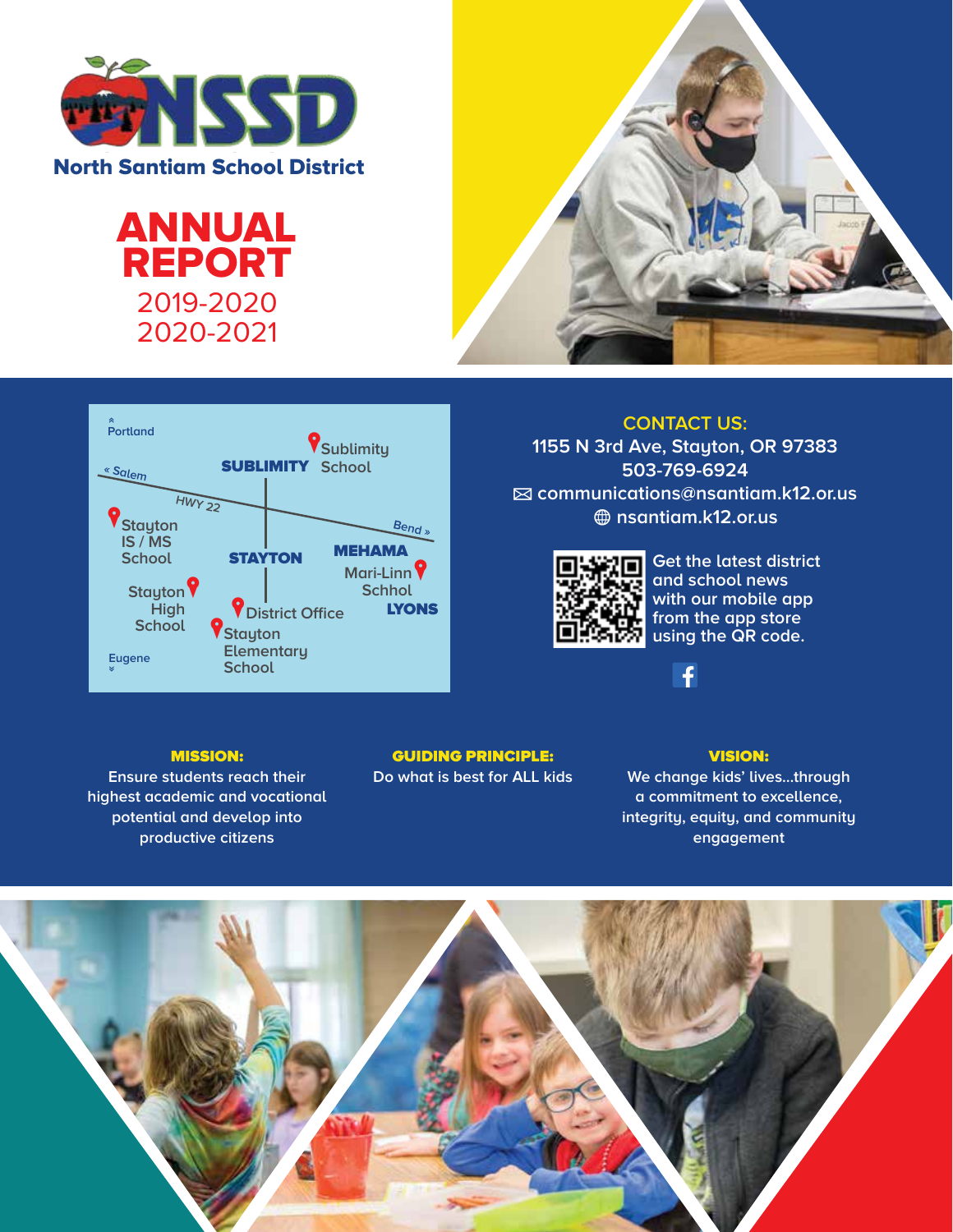# NSSD

**North Santiam School District**

# ANNUAL REPORT

2019-2020
2020-2021

Portland

« Salem

HWY 22

Bend »

Eugene

SUBLIMITY

Sublimity School

Stayton IS / MS School

STAYTON

MEHAMA

Mari-Linn Schhol

LYONS

Stayton High School

District Office

Stayton Elementary School

## CONTACT US:

1155 N 3rd Ave, Stayton, OR 97383
503-769-6924
communications@nsantiam.k12.or.us
nsantiam.k12.or.us

Get the latest district and school news with our mobile app from the app store using the QR code.

### MISSION:

Ensure students reach their highest academic and vocational potential and develop into productive citizens

### GUIDING PRINCIPLE:

Do what is best for ALL kids

### VISION:

We change kids' lives...through a commitment to excellence, integrity, equity, and community engagement